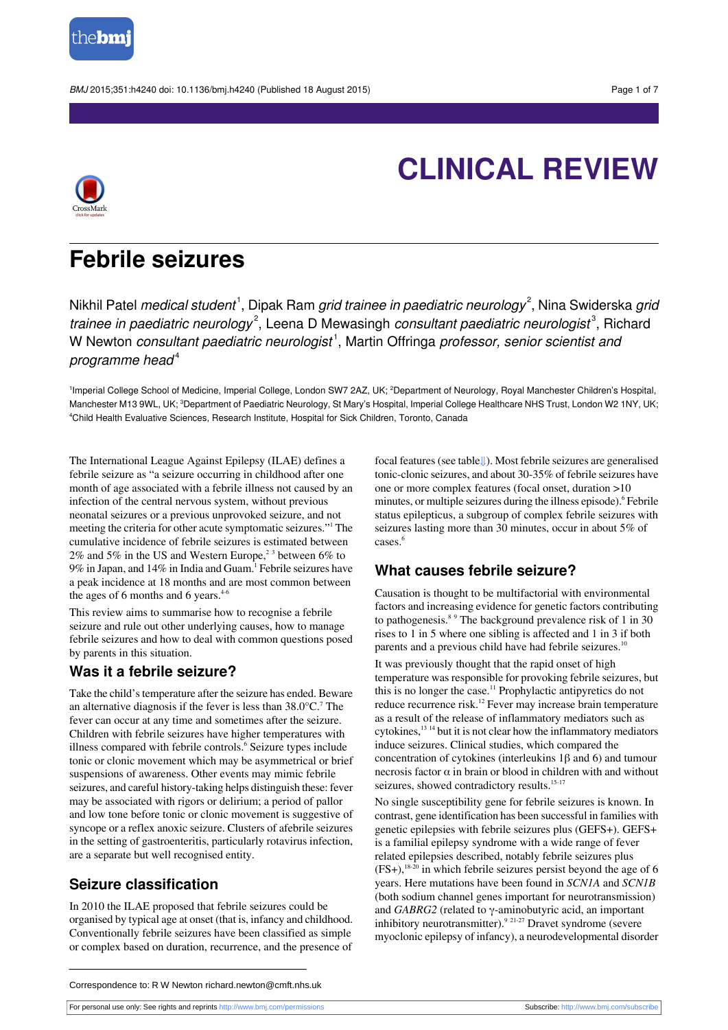# CLINICAL REVIEW

# Febrile seizures

Nikhil Patel *medical student*[1], Dipak Ram *grid trainee in paediatric neurology*[2], Nina Swiderska *grid trainee in paediatric neurology*[2], Leena D Mewasingh *consultant paediatric neurologist*[3], Richard W Newton *consultant paediatric neurologist*[1], Martin Offringa *professor, senior scientist and programme head*[4]

[1]Imperial College School of Medicine, Imperial College, London SW7 2AZ, UK; [2]Department of Neurology, Royal Manchester Children's Hospital, Manchester M13 9WL, UK; [3]Department of Paediatric Neurology, St Mary's Hospital, Imperial College Healthcare NHS Trust, London W2 1NY, UK; [4]Child Health Evaluative Sciences, Research Institute, Hospital for Sick Children, Toronto, Canada

The International League Against Epilepsy (ILAE) defines a febrile seizure as "a seizure occurring in childhood after one month of age associated with a febrile illness not caused by an infection of the central nervous system, without previous neonatal seizures or a previous unprovoked seizure, and not meeting the criteria for other acute symptomatic seizures."[1] The cumulative incidence of febrile seizures is estimated between 2% and 5% in the US and Western Europe,[2 3] between 6% to 9% in Japan, and 14% in India and Guam.[1] Febrile seizures have a peak incidence at 18 months and are most common between the ages of 6 months and 6 years.[4-6]

This review aims to summarise how to recognise a febrile seizure and rule out other underlying causes, how to manage febrile seizures and how to deal with common questions posed by parents in this situation.

## Was it a febrile seizure?

Take the child's temperature after the seizure has ended. Beware an alternative diagnosis if the fever is less than 38.0°C.[7] The fever can occur at any time and sometimes after the seizure. Children with febrile seizures have higher temperatures with illness compared with febrile controls.[6] Seizure types include tonic or clonic movement which may be asymmetrical or brief suspensions of awareness. Other events may mimic febrile seizures, and careful history-taking helps distinguish these: fever may be associated with rigors or delirium; a period of pallor and low tone before tonic or clonic movement is suggestive of syncope or a reflex anoxic seizure. Clusters of afebrile seizures in the setting of gastroenteritis, particularly rotavirus infection, are a separate but well recognised entity.

## Seizure classification

In 2010 the ILAE proposed that febrile seizures could be organised by typical age at onset (that is, infancy and childhood. Conventionally febrile seizures have been classified as simple or complex based on duration, recurrence, and the presence of focal features (see table). Most febrile seizures are generalised tonic-clonic seizures, and about 30-35% of febrile seizures have one or more complex features (focal onset, duration >10 minutes, or multiple seizures during the illness episode).[6] Febrile status epilepticus, a subgroup of complex febrile seizures with seizures lasting more than 30 minutes, occur in about 5% of cases.[6]

## What causes febrile seizure?

Causation is thought to be multifactorial with environmental factors and increasing evidence for genetic factors contributing to pathogenesis.[8 9] The background prevalence risk of 1 in 30 rises to 1 in 5 where one sibling is affected and 1 in 3 if both parents and a previous child have had febrile seizures.[10]

It was previously thought that the rapid onset of high temperature was responsible for provoking febrile seizures, but this is no longer the case.[11] Prophylactic antipyretics do not reduce recurrence risk.[12] Fever may increase brain temperature as a result of the release of inflammatory mediators such as cytokines,[13 14] but it is not clear how the inflammatory mediators induce seizures. Clinical studies, which compared the concentration of cytokines (interleukins 1β and 6) and tumour necrosis factor α in brain or blood in children with and without seizures, showed contradictory results.[15-17]

No single susceptibility gene for febrile seizures is known. In contrast, gene identification has been successful in families with genetic epilepsies with febrile seizures plus (GEFS+). GEFS+ is a familial epilepsy syndrome with a wide range of fever related epilepsies described, notably febrile seizures plus (FS+),[18-20] in which febrile seizures persist beyond the age of 6 years. Here mutations have been found in *SCN1A* and *SCN1B* (both sodium channel genes important for neurotransmission) and *GABRG2* (related to γ-aminobutyric acid, an important inhibitory neurotransmitter).[9 21-27] Dravet syndrome (severe myoclonic epilepsy of infancy), a neurodevelopmental disorder

Correspondence to: R W Newton richard.newton@cmft.nhs.uk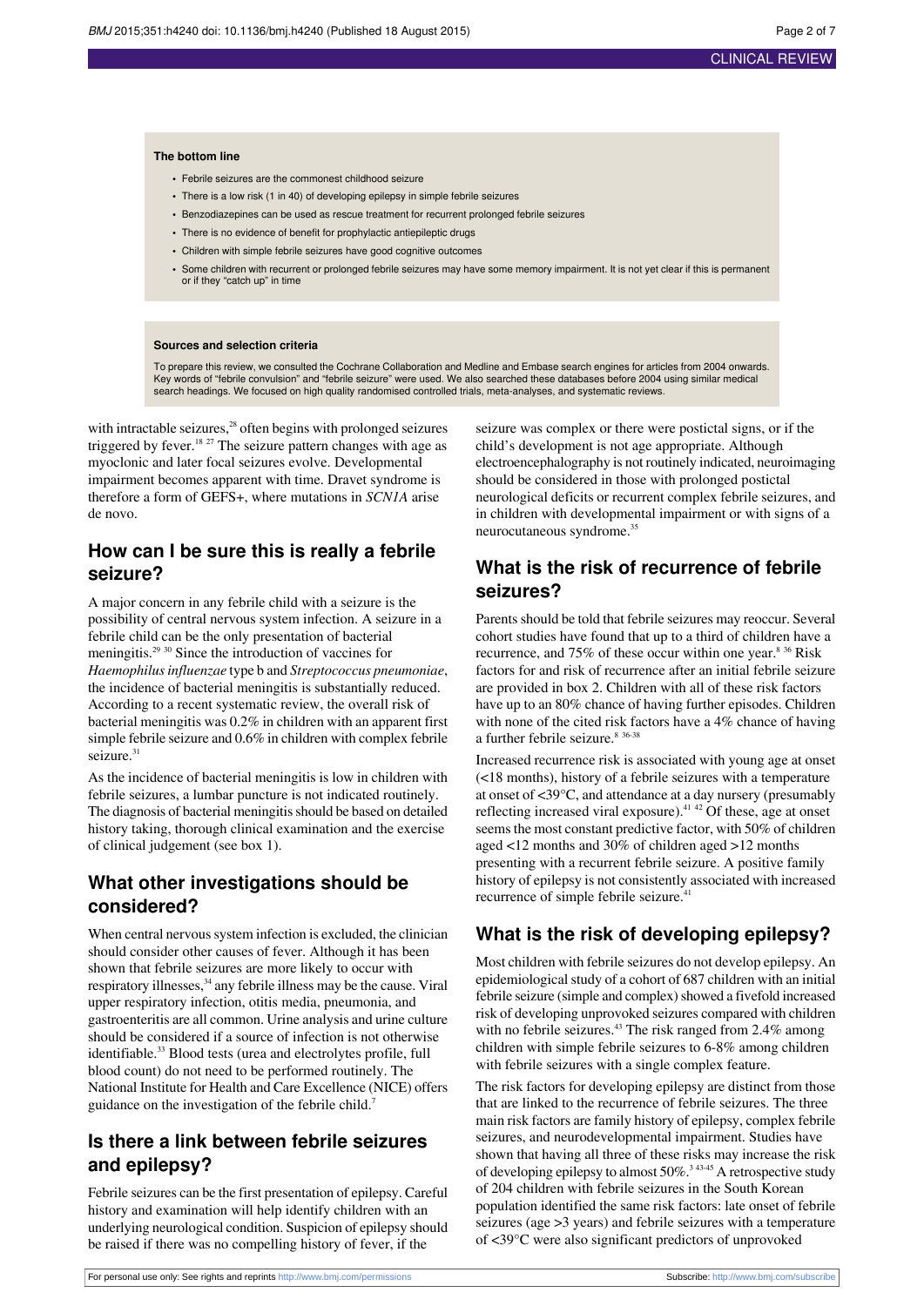**The bottom line**

- Febrile seizures are the commonest childhood seizure
- There is a low risk (1 in 40) of developing epilepsy in simple febrile seizures
- Benzodiazepines can be used as rescue treatment for recurrent prolonged febrile seizures
- There is no evidence of benefit for prophylactic antiepileptic drugs
- Children with simple febrile seizures have good cognitive outcomes
- Some children with recurrent or prolonged febrile seizures may have some memory impairment. It is not yet clear if this is permanent or if they "catch up" in time

**Sources and selection criteria**

To prepare this review, we consulted the Cochrane Collaboration and Medline and Embase search engines for articles from 2004 onwards. Key words of "febrile convulsion" and "febrile seizure" were used. We also searched these databases before 2004 using similar medical search headings. We focused on high quality randomised controlled trials, meta-analyses, and systematic reviews.

with intractable seizures,[28] often begins with prolonged seizures triggered by fever.[18 27] The seizure pattern changes with age as myoclonic and later focal seizures evolve. Developmental impairment becomes apparent with time. Dravet syndrome is therefore a form of GEFS+, where mutations in *SCN1A* arise de novo.

## How can I be sure this is really a febrile seizure?

A major concern in any febrile child with a seizure is the possibility of central nervous system infection. A seizure in a febrile child can be the only presentation of bacterial meningitis.[29 30] Since the introduction of vaccines for *Haemophilus influenzae* type b and *Streptococcus pneumoniae*, the incidence of bacterial meningitis is substantially reduced. According to a recent systematic review, the overall risk of bacterial meningitis was 0.2% in children with an apparent first simple febrile seizure and 0.6% in children with complex febrile seizure.[31]

As the incidence of bacterial meningitis is low in children with febrile seizures, a lumbar puncture is not indicated routinely. The diagnosis of bacterial meningitis should be based on detailed history taking, thorough clinical examination and the exercise of clinical judgement (see box 1).

## What other investigations should be considered?

When central nervous system infection is excluded, the clinician should consider other causes of fever. Although it has been shown that febrile seizures are more likely to occur with respiratory illnesses,[34] any febrile illness may be the cause. Viral upper respiratory infection, otitis media, pneumonia, and gastroenteritis are all common. Urine analysis and urine culture should be considered if a source of infection is not otherwise identifiable.[33] Blood tests (urea and electrolytes profile, full blood count) do not need to be performed routinely. The National Institute for Health and Care Excellence (NICE) offers guidance on the investigation of the febrile child.[7]

## Is there a link between febrile seizures and epilepsy?

Febrile seizures can be the first presentation of epilepsy. Careful history and examination will help identify children with an underlying neurological condition. Suspicion of epilepsy should be raised if there was no compelling history of fever, if the seizure was complex or there were postictal signs, or if the child's development is not age appropriate. Although electroencephalography is not routinely indicated, neuroimaging should be considered in those with prolonged postictal neurological deficits or recurrent complex febrile seizures, and in children with developmental impairment or with signs of a neurocutaneous syndrome.[35]

## What is the risk of recurrence of febrile seizures?

Parents should be told that febrile seizures may reoccur. Several cohort studies have found that up to a third of children have a recurrence, and 75% of these occur within one year.[8 36] Risk factors for and risk of recurrence after an initial febrile seizure are provided in box 2. Children with all of these risk factors have up to an 80% chance of having further episodes. Children with none of the cited risk factors have a 4% chance of having a further febrile seizure.[8 36-38]

Increased recurrence risk is associated with young age at onset (<18 months), history of a febrile seizures with a temperature at onset of <39°C, and attendance at a day nursery (presumably reflecting increased viral exposure).[41 42] Of these, age at onset seems the most constant predictive factor, with 50% of children aged <12 months and 30% of children aged >12 months presenting with a recurrent febrile seizure. A positive family history of epilepsy is not consistently associated with increased recurrence of simple febrile seizure.[41]

## What is the risk of developing epilepsy?

Most children with febrile seizures do not develop epilepsy. An epidemiological study of a cohort of 687 children with an initial febrile seizure (simple and complex) showed a fivefold increased risk of developing unprovoked seizures compared with children with no febrile seizures.[43] The risk ranged from 2.4% among children with simple febrile seizures to 6-8% among children with febrile seizures with a single complex feature.

The risk factors for developing epilepsy are distinct from those that are linked to the recurrence of febrile seizures. The three main risk factors are family history of epilepsy, complex febrile seizures, and neurodevelopmental impairment. Studies have shown that having all three of these risks may increase the risk of developing epilepsy to almost 50%.[3 43-45] A retrospective study of 204 children with febrile seizures in the South Korean population identified the same risk factors: late onset of febrile seizures (age >3 years) and febrile seizures with a temperature of <39°C were also significant predictors of unprovoked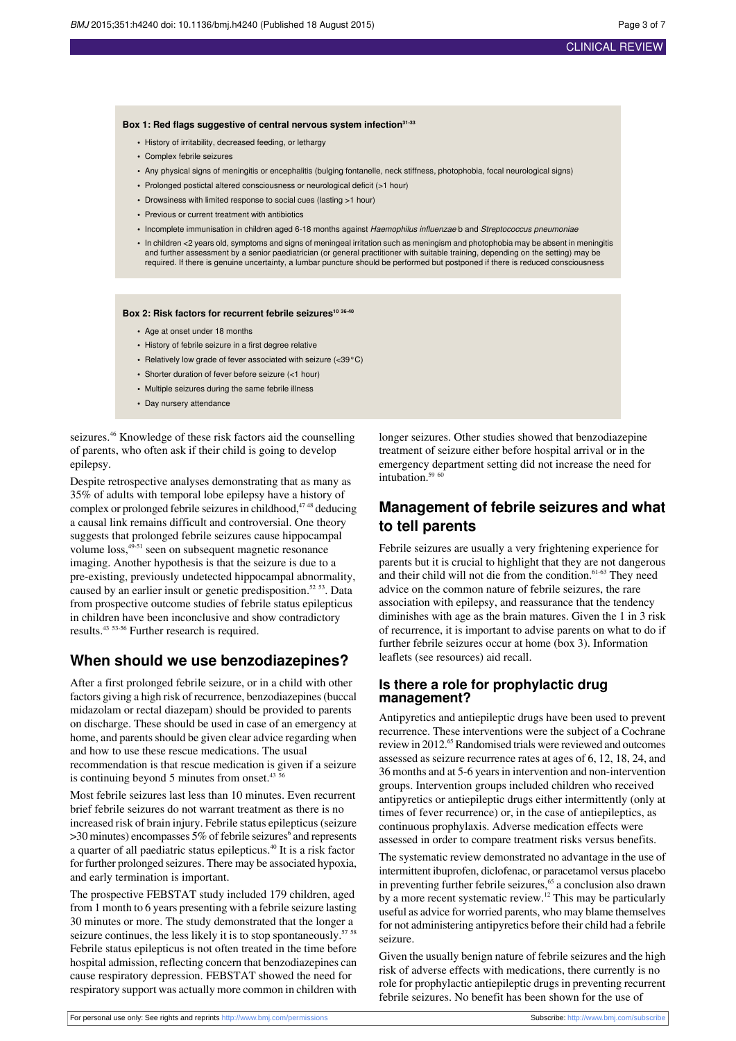**Box 1: Red flags suggestive of central nervous system infection[31-33]**

- History of irritability, decreased feeding, or lethargy
- Complex febrile seizures
- Any physical signs of meningitis or encephalitis (bulging fontanelle, neck stiffness, photophobia, focal neurological signs)
- Prolonged postictal altered consciousness or neurological deficit (>1 hour)
- Drowsiness with limited response to social cues (lasting >1 hour)
- Previous or current treatment with antibiotics
- Incomplete immunisation in children aged 6-18 months against *Haemophilus influenzae* b and *Streptococcus pneumoniae*
- In children <2 years old, symptoms and signs of meningeal irritation such as meningism and photophobia may be absent in meningitis and further assessment by a senior paediatrician (or general practitioner with suitable training, depending on the setting) may be required. If there is genuine uncertainty, a lumbar puncture should be performed but postponed if there is reduced consciousness

**Box 2: Risk factors for recurrent febrile seizures[10 36-40]**

- Age at onset under 18 months
- History of febrile seizure in a first degree relative
- Relatively low grade of fever associated with seizure (<39°C)
- Shorter duration of fever before seizure (<1 hour)
- Multiple seizures during the same febrile illness
- Day nursery attendance

seizures.[46] Knowledge of these risk factors aid the counselling of parents, who often ask if their child is going to develop epilepsy.

Despite retrospective analyses demonstrating that as many as 35% of adults with temporal lobe epilepsy have a history of complex or prolonged febrile seizures in childhood,[47 48] deducing a causal link remains difficult and controversial. One theory suggests that prolonged febrile seizures cause hippocampal volume loss,[49-51] seen on subsequent magnetic resonance imaging. Another hypothesis is that the seizure is due to a pre-existing, previously undetected hippocampal abnormality, caused by an earlier insult or genetic predisposition.[52 53]. Data from prospective outcome studies of febrile status epilepticus in children have been inconclusive and show contradictory results.[43 53-56] Further research is required.

## When should we use benzodiazepines?

After a first prolonged febrile seizure, or in a child with other factors giving a high risk of recurrence, benzodiazepines (buccal midazolam or rectal diazepam) should be provided to parents on discharge. These should be used in case of an emergency at home, and parents should be given clear advice regarding when and how to use these rescue medications. The usual recommendation is that rescue medication is given if a seizure is continuing beyond 5 minutes from onset.[43 56]

Most febrile seizures last less than 10 minutes. Even recurrent brief febrile seizures do not warrant treatment as there is no increased risk of brain injury. Febrile status epilepticus (seizure >30 minutes) encompasses 5% of febrile seizures[6] and represents a quarter of all paediatric status epilepticus.[40] It is a risk factor for further prolonged seizures. There may be associated hypoxia, and early termination is important.

The prospective FEBSTAT study included 179 children, aged from 1 month to 6 years presenting with a febrile seizure lasting 30 minutes or more. The study demonstrated that the longer a seizure continues, the less likely it is to stop spontaneously.[57 58] Febrile status epilepticus is not often treated in the time before hospital admission, reflecting concern that benzodiazepines can cause respiratory depression. FEBSTAT showed the need for respiratory support was actually more common in children with longer seizures. Other studies showed that benzodiazepine treatment of seizure either before hospital arrival or in the emergency department setting did not increase the need for intubation.[59 60]

## Management of febrile seizures and what to tell parents

Febrile seizures are usually a very frightening experience for parents but it is crucial to highlight that they are not dangerous and their child will not die from the condition.[61-63] They need advice on the common nature of febrile seizures, the rare association with epilepsy, and reassurance that the tendency diminishes with age as the brain matures. Given the 1 in 3 risk of recurrence, it is important to advise parents on what to do if further febrile seizures occur at home (box 3). Information leaflets (see resources) aid recall.

### Is there a role for prophylactic drug management?

Antipyretics and antiepileptic drugs have been used to prevent recurrence. These interventions were the subject of a Cochrane review in 2012.[65] Randomised trials were reviewed and outcomes assessed as seizure recurrence rates at ages of 6, 12, 18, 24, and 36 months and at 5-6 years in intervention and non-intervention groups. Intervention groups included children who received antipyretics or antiepileptic drugs either intermittently (only at times of fever recurrence) or, in the case of antiepileptics, as continuous prophylaxis. Adverse medication effects were assessed in order to compare treatment risks versus benefits.

The systematic review demonstrated no advantage in the use of intermittent ibuprofen, diclofenac, or paracetamol versus placebo in preventing further febrile seizures,[65] a conclusion also drawn by a more recent systematic review.[12] This may be particularly useful as advice for worried parents, who may blame themselves for not administering antipyretics before their child had a febrile seizure.

Given the usually benign nature of febrile seizures and the high risk of adverse effects with medications, there currently is no role for prophylactic antiepileptic drugs in preventing recurrent febrile seizures. No benefit has been shown for the use of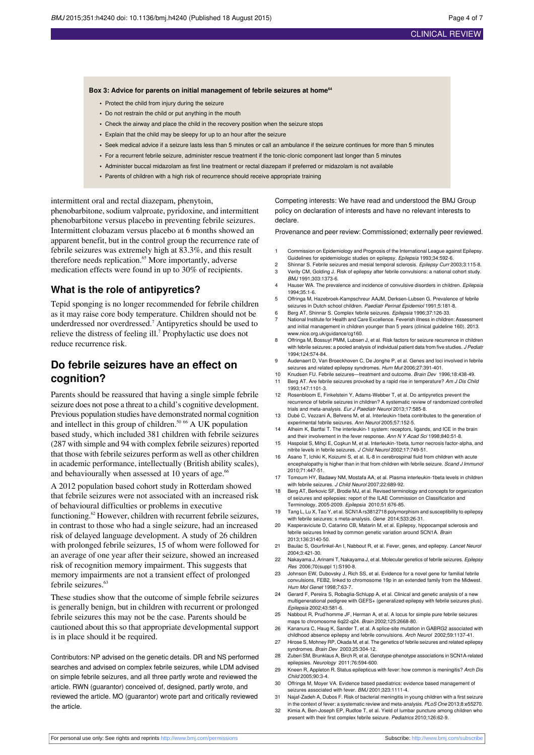**Box 3: Advice for parents on initial management of febrile seizures at home[64]**

- Protect the child from injury during the seizure
- Do not restrain the child or put anything in the mouth
- Check the airway and place the child in the recovery position when the seizure stops
- Explain that the child may be sleepy for up to an hour after the seizure
- Seek medical advice if a seizure lasts less than 5 minutes or call an ambulance if the seizure continues for more than 5 minutes
- For a recurrent febrile seizure, administer rescue treatment if the tonic-clonic component last longer than 5 minutes
- Administer buccal midazolam as first line treatment or rectal diazepam if preferred or midazolam is not available
- Parents of children with a high risk of recurrence should receive appropriate training

intermittent oral and rectal diazepam, phenytoin, phenobarbitone, sodium valproate, pyridoxine, and intermittent phenobarbitone versus placebo in preventing febrile seizures. Intermittent clobazam versus placebo at 6 months showed an apparent benefit, but in the control group the recurrence rate of febrile seizures was extremely high at 83.3%, and this result therefore needs replication.[65] More importantly, adverse medication effects were found in up to 30% of recipients.

## What is the role of antipyretics?

Tepid sponging is no longer recommended for febrile children as it may raise core body temperature. Children should not be underdressed nor overdressed.[7] Antipyretics should be used to relieve the distress of feeling ill.[7] Prophylactic use does not reduce recurrence risk.

## Do febrile seizures have an effect on cognition?

Parents should be reassured that having a single simple febrile seizure does not pose a threat to a child's cognitive development. Previous population studies have demonstrated normal cognition and intellect in this group of children.[50 66] A UK population based study, which included 381 children with febrile seizures (287 with simple and 94 with complex febrile seizures) reported that those with febrile seizures perform as well as other children in academic performance, intellectually (British ability scales), and behaviourally when assessed at 10 years of age.[66]

A 2012 population based cohort study in Rotterdam showed that febrile seizures were not associated with an increased risk of behavioural difficulties or problems in executive functioning.[62] However, children with recurrent febrile seizures, in contrast to those who had a single seizure, had an increased risk of delayed language development. A study of 26 children with prolonged febrile seizures, 15 of whom were followed for an average of one year after their seizure, showed an increased risk of recognition memory impairment. This suggests that memory impairments are not a transient effect of prolonged febrile seizures.[63]

These studies show that the outcome of simple febrile seizures is generally benign, but in children with recurrent or prolonged febrile seizures this may not be the case. Parents should be cautioned about this so that appropriate developmental support is in place should it be required.

Contributors: NP advised on the genetic details. DR and NS performed searches and advised on complex febrile seizures, while LDM advised on simple febrile seizures, and all three partly wrote and reviewed the article. RWN (guarantor) conceived of, designed, partly wrote, and reviewed the article. MO (guarantor) wrote part and critically reviewed the article.

Competing interests: We have read and understood the BMJ Group policy on declaration of interests and have no relevant interests to declare.

Provenance and peer review: Commissioned; externally peer reviewed.

1. Commission on Epidemiology and Prognosis of the International League against Epilepsy. Guidelines for epidemiologic studies on epilepsy. *Epilepsia* 1993;34:592-6.
2. Shinnar S. Febrile seizures and mesial temporal sclerosis. *Epilepsy Curr* 2003;3:115-8.
3. Verity CM, Golding J. Risk of epilepsy after febrile convulsions: a national cohort study. *BMJ* 1991;303:1373-6.
4. Hauser WA. The prevalence and incidence of convulsive disorders in children. *Epilepsia* 1994;35:1-6.
5. Offringa M, Hazebroek-Kampschreur AAJM, Derksen-Lubsen G. Prevalence of febrile seizures in Dutch school children. *Paediatr Perinat Epidemiol* 1991;5:181-8.
6. Berg AT, Shinnar S. Complex febrile seizures. *Epilepsia* 1996;37:126-33.
7. National Institute for Health and Care Excellence. Feverish illness in children: Assessment and initial management in children younger than 5 years (clinical guideline 160). 2013. www.nice.org.uk/guidance/cg160.
8. Offringa M, Bossuyt PMM, Lubsen J, et al. Risk factors for seizure recurrence in children with febrile seizures: a pooled analysis of individual patient data from five studies. *J Pediatr* 1994;124:574-84.
9. Audenaert D, Van Broeckhoven C, De Jonghe P, et al. Genes and loci involved in febrile seizures and related epilepsy syndromes. *Hum Mut* 2006;27:391-401.
10. Knudsen FU. Febrile seizures—treatment and outcome. *Brain Dev* 1996;18:438-49.
11. Berg AT. Are febrile seizures provoked by a rapid rise in temperature? *Am J Dis Child* 1993;147:1101-3.
12. Rosenbloom E, Finkelstein Y, Adams-Webber T, et al. Do antipyretics prevent the recurrence of febrile seizures in children? A systematic review of randomized controlled trials and meta-analysis. *Eur J Paediatr Neurol* 2013;17:585-8.
13. Dubé C, Vezzani A, Behrens M, et al. Interleukin-1beta contributes to the generation of experimental febrile seizures. *Ann Neurol* 2005;57:152-5.
14. Alheim K, Bartfai T. The interleukin-1 system: receptors, ligands, and ICE in the brain and their involvement in the fever response. *Ann N Y Acad Sci* 1998;840:51-8.
15. Haspolat S, Mihçi E, Coşkun M, et al. Interleukin-1beta, tumor necrosis factor-alpha, and nitrite levels in febrile seizures. *J Child Neurol* 2002;17:749-51.
16. Asano T, Ichiki K, Koizumi S, et al. IL-8 in cerebrospinal fluid from children with acute encephalopathy is higher than in that from children with febrile seizure. *Scand J Immunol* 2010;71:447-51.
17. Tomoum HY, Badawy NM, Mostafa AA, et al. Plasma interleukin-1beta levels in children with febrile seizures. *J Child Neurol* 2007;22:689-92.
18. Berg AT, Berkovic SF, Brodie MJ, et al. Revised terminology and concepts for organization of seizures and epilepsies: report of the ILAE Commission on Classification and Terminology, 2005-2009. *Epilepsia* 2010;51:676-85.
19. Tang L, Lu X, Tao Y, et al. SCN1A rs3812718 polymorphism and susceptibility to epilepsy with febrile seizures: s meta-analysis. *Gene* 2014;533:26-31.
20. Kasperaviciute D, Catarino CB, Matarin M, et al. Epilepsy, hippocampal sclerosis and febrile seizures linked by common genetic variation around SCN1A. *Brain* 2013;136:3140-50.
21. Baulac S, Gourfinkel-An I, Nabbout R, et al. Fever, genes, and epilepsy. *Lancet Neurol* 2004;3:421-30.
22. Nakayama J, Arinami T, Nakayama J, et al. Molecular genetics of febrile seizures. *Epilepsy Res* 2006;70(suppl 1):S190-8.
23. Johnson EW, Dubovsky J, Rich SS, et al. Evidence for a novel gene for familial febrile convulsions, FEB2, linked to chromosome 19p in an extended family from the Midwest. *Hum Mol Genet* 1998;7:63-7.
24. Gerard F, Pereira S, Robaglia-Schlupp A, et al. Clinical and genetic analysis of a new multigenerational pedigree with GEFS+ (generalized epilepsy with febrile seizures plus). *Epilepsia* 2002;43:581-6.
25. Nabbout R, Prud'homme JF, Herman A, et al. A locus for simple pure febrile seizures maps to chromosome 6q22-q24. *Brain* 2002;125:2668-80.
26. Kananura C, Haug K, Sander T, et al. A splice-site mutation in GABRG2 associated with childhood absence epilepsy and febrile convulsions. *Arch Neurol* 2002;59:1137-41.
27. Hirose S, Mohney RP, Okada M, et al. The genetics of febrile seizures and related epilepsy syndromes. *Brain Dev* 2003;25:304-12.
28. Zuberi SM, Brunklaus A, Birch R, et al. Genotype-phenotype associations in SCN1A-related epilepsies. *Neurology* 2011;76:594-600.
29. Kneen R, Appleton R. Status epilepticus with fever: how common is meningitis? *Arch Dis Child* 2005;90:3-4.
30. Offringa M, Moyer VA. Evidence based paediatrics: evidence based management of seizures associated with fever. *BMJ* 2001;323:1111-4.
31. Najaf-Zadeh A, Dubos F. Risk of bacterial meningitis in young children with a first seizure in the context of fever: a systematic review and meta-analysis. *PLoS One* 2013;8:e55270.
32. Kimia A, Ben-Joseph EP, Rudloe T, et al. Yield of lumbar puncture among children who present with their first complex febrile seizure. *Pediatrics* 2010;126:62-9.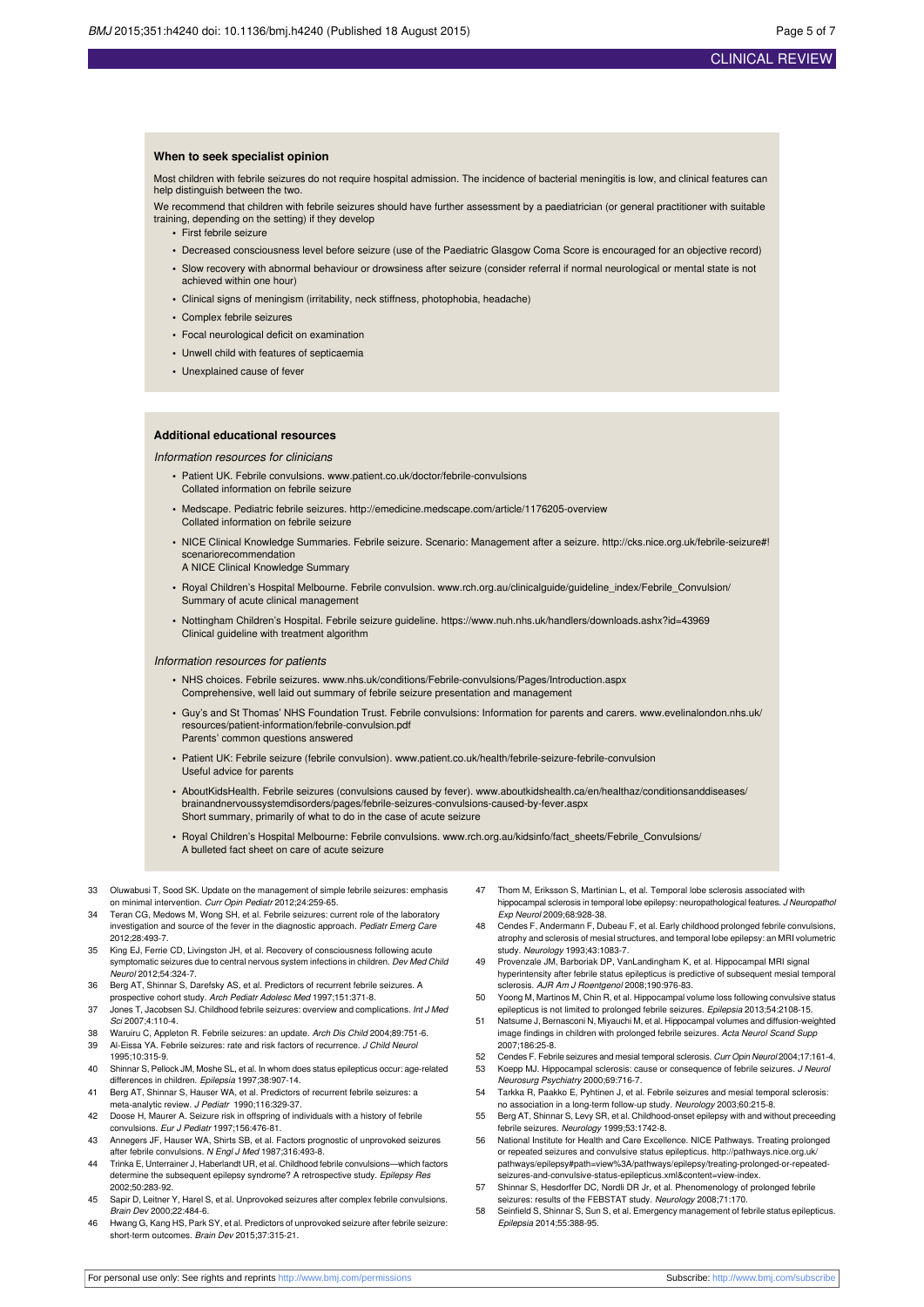### When to seek specialist opinion

Most children with febrile seizures do not require hospital admission. The incidence of bacterial meningitis is low, and clinical features can help distinguish between the two.

We recommend that children with febrile seizures should have further assessment by a paediatrician (or general practitioner with suitable training, depending on the setting) if they develop

- First febrile seizure
- Decreased consciousness level before seizure (use of the Paediatric Glasgow Coma Score is encouraged for an objective record)
- Slow recovery with abnormal behaviour or drowsiness after seizure (consider referral if normal neurological or mental state is not achieved within one hour)
- Clinical signs of meningism (irritability, neck stiffness, photophobia, headache)
- Complex febrile seizures
- Focal neurological deficit on examination
- Unwell child with features of septicaemia
- Unexplained cause of fever

### Additional educational resources

*Information resources for clinicians*

- Patient UK. Febrile convulsions. www.patient.co.uk/doctor/febrile-convulsions
  Collated information on febrile seizure
- Medscape. Pediatric febrile seizures. http://emedicine.medscape.com/article/1176205-overview
  Collated information on febrile seizure
- NICE Clinical Knowledge Summaries. Febrile seizure. Scenario: Management after a seizure. http://cks.nice.org.uk/febrile-seizure#!scenariorecommendation
  A NICE Clinical Knowledge Summary
- Royal Children's Hospital Melbourne. Febrile convulsion. www.rch.org.au/clinicalguide/guideline_index/Febrile_Convulsion/
  Summary of acute clinical management
- Nottingham Children's Hospital. Febrile seizure guideline. https://www.nuh.nhs.uk/handlers/downloads.ashx?id=43969
  Clinical guideline with treatment algorithm

*Information resources for patients*

- NHS choices. Febrile seizures. www.nhs.uk/conditions/Febrile-convulsions/Pages/Introduction.aspx
  Comprehensive, well laid out summary of febrile seizure presentation and management
- Guy's and St Thomas' NHS Foundation Trust. Febrile convulsions: Information for parents and carers. www.evelinalondon.nhs.uk/resources/patient-information/febrile-convulsion.pdf
  Parents' common questions answered
- Patient UK: Febrile seizure (febrile convulsion). www.patient.co.uk/health/febrile-seizure-febrile-convulsion
  Useful advice for parents
- AboutKidsHealth. Febrile seizures (convulsions caused by fever). www.aboutkidshealth.ca/en/healthaz/conditionsanddiseases/brainandnervoussystemdisorders/pages/febrile-seizures-convulsions-caused-by-fever.aspx
  Short summary, primarily of what to do in the case of acute seizure
- Royal Children's Hospital Melbourne: Febrile convulsions. www.rch.org.au/kidsinfo/fact_sheets/Febrile_Convulsions/
  A bulleted fact sheet on care of acute seizure

33 Oluwabusi T, Sood SK. Update on the management of simple febrile seizures: emphasis on minimal intervention. *Curr Opin Pediatr* 2012;24:259-65.
34 Teran CG, Medows M, Wong SH, et al. Febrile seizures: current role of the laboratory investigation and source of the fever in the diagnostic approach. *Pediatr Emerg Care* 2012;28:493-7.
35 King EJ, Ferrie CD, Livingston JH, et al. Recovery of consciousness following acute symptomatic seizures due to central nervous system infections in children. *Dev Med Child Neurol* 2012;54:324-7.
36 Berg AT, Shinnar S, Darefsky AS, et al. Predictors of recurrent febrile seizures. A prospective cohort study. *Arch Pediatr Adolesc Med* 1997;151:371-8.
37 Jones T, Jacobsen SJ. Childhood febrile seizures: overview and complications. *Int J Med Sci* 2007;4:110-4.
38 Waruiru C, Appleton R. Febrile seizures: an update. *Arch Dis Child* 2004;89:751-6.
39 Al-Eissa YA. Febrile seizures: rate and risk factors of recurrence. *J Child Neurol* 1995;10:315-9.
40 Shinnar S, Pellock JM, Moshe SL, et al. In whom does status epilepticus occur: age-related differences in children. *Epilepsia* 1997;38:907-14.
41 Berg AT, Shinnar S, Hauser WA, et al. Predictors of recurrent febrile seizures: a meta-analytic review. *J Pediatr* 1990;116:329-37.
42 Doose H, Maurer A. Seizure risk in offspring of individuals with a history of febrile convulsions. *Eur J Pediatr* 1997;156:476-81.
43 Annegers JF, Hauser WA, Shirts SB, et al. Factors prognostic of unprovoked seizures after febrile convulsions. *N Engl J Med* 1987;316:493-8.
44 Trinka E, Unterrainer J, Haberlandt UR, et al. Childhood febrile convulsions—which factors determine the subsequent epilepsy syndrome? A retrospective study. *Epilepsy Res* 2002;50:283-92.
45 Sapir D, Leitner Y, Harel S, et al. Unprovoked seizures after complex febrile convulsions. *Brain Dev* 2000;22:484-6.
46 Hwang G, Kang HS, Park SY, et al. Predictors of unprovoked seizure after febrile seizure: short-term outcomes. *Brain Dev* 2015;37:315-21.
47 Thom M, Eriksson S, Martinian L, et al. Temporal lobe sclerosis associated with hippocampal sclerosis in temporal lobe epilepsy: neuropathological features. *J Neuropathol Exp Neurol* 2009;68:928-38.
48 Cendes F, Andermann F, Dubeau F, et al. Early childhood prolonged febrile convulsions, atrophy and sclerosis of mesial structures, and temporal lobe epilepsy: an MRI volumetric study. *Neurology* 1993;43:1083-7.
49 Provenzale JM, Barboriak DP, VanLandingham K, et al. Hippocampal MRI signal hyperintensity after febrile status epilepticus is predictive of subsequent mesial temporal sclerosis. *AJR Am J Roentgenol* 2008;190:976-83.
50 Yoong M, Martinos M, Chin R, et al. Hippocampal volume loss following convulsive status epilepticus is not limited to prolonged febrile seizures. *Epilepsia* 2013;54:2108-15.
51 Natsume J, Bernasconi N, Miyauchi M, et al. Hippocampal volumes and diffusion-weighted image findings in children with prolonged febrile seizures. *Acta Neurol Scand Supp* 2007;186:25-8.
52 Cendes F. Febrile seizures and mesial temporal sclerosis. *Curr Opin Neurol* 2004;17:161-4.
53 Koepp MJ. Hippocampal sclerosis: cause or consequence of febrile seizures. *J Neurol Neurosurg Psychiatry* 2000;69:716-7.
54 Tarkka R, Paakko E, Pyhtinen J, et al. Febrile seizures and mesial temporal sclerosis: no association in a long-term follow-up study. *Neurology* 2003;60:215-8.
55 Berg AT, Shinnar S, Levy SR, et al. Childhood-onset epilepsy with and without preceeding febrile seizures. *Neurology* 1999;53:1742-8.
56 National Institute for Health and Care Excellence. NICE Pathways. Treating prolonged or repeated seizures and convulsive status epilepticus. http://pathways.nice.org.uk/pathways/epilepsy#path=view%3A/pathways/epilepsy/treating-prolonged-or-repeated-seizures-and-convulsive-status-epilepticus.xml&content=view-index.
57 Shinnar S, Hesdorffer DC, Nordli DR Jr, et al. Phenomenology of prolonged febrile seizures: results of the FEBSTAT study. *Neurology* 2008;71:170.
58 Seinfield S, Shinnar S, Sun S, et al. Emergency management of febrile status epilepticus. *Epilepsia* 2014;55:388-95.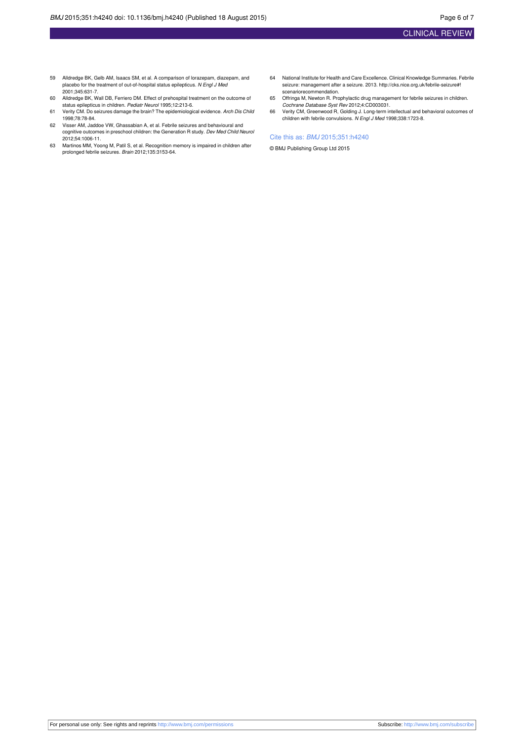59 Alldredge BK, Gelb AM, Isaacs SM, et al. A comparison of lorazepam, diazepam, and placebo for the treatment of out-of-hospital status epilepticus. *N Engl J Med* 2001;345:631-7.

60 Alldredge BK, Wall DB, Ferriero DM. Effect of prehospital treatment on the outcome of status epilepticus in children. *Pediatr Neurol* 1995;12:213-6.

61 Verity CM. Do seizures damage the brain? The epidemiological evidence. *Arch Dis Child* 1998;78:78-84.

62 Visser AM, Jaddoe VW, Ghassabian A, et al. Febrile seizures and behavioural and cognitive outcomes in preschool children: the Generation R study. *Dev Med Child Neurol* 2012;54:1006-11.

63 Martinos MM, Yoong M, Patil S, et al. Recognition memory is impaired in children after prolonged febrile seizures. *Brain* 2012;135:3153-64.

64 National Institute for Health and Care Excellence. Clinical Knowledge Summaries. Febrile seizure: management after a seizure. 2013. http://cks.nice.org.uk/febrile-seizure#!scenariorecommendation.

65 Offringa M, Newton R. Prophylactic drug management for febrile seizures in children. *Cochrane Database Syst Rev* 2012;4:CD003031.

66 Verity CM, Greenwood R, Golding J. Long-term intellectual and behavioral outcomes of children with febrile convulsions. *N Engl J Med* 1998;338:1723-8.

Cite this as: *BMJ* 2015;351:h4240

© BMJ Publishing Group Ltd 2015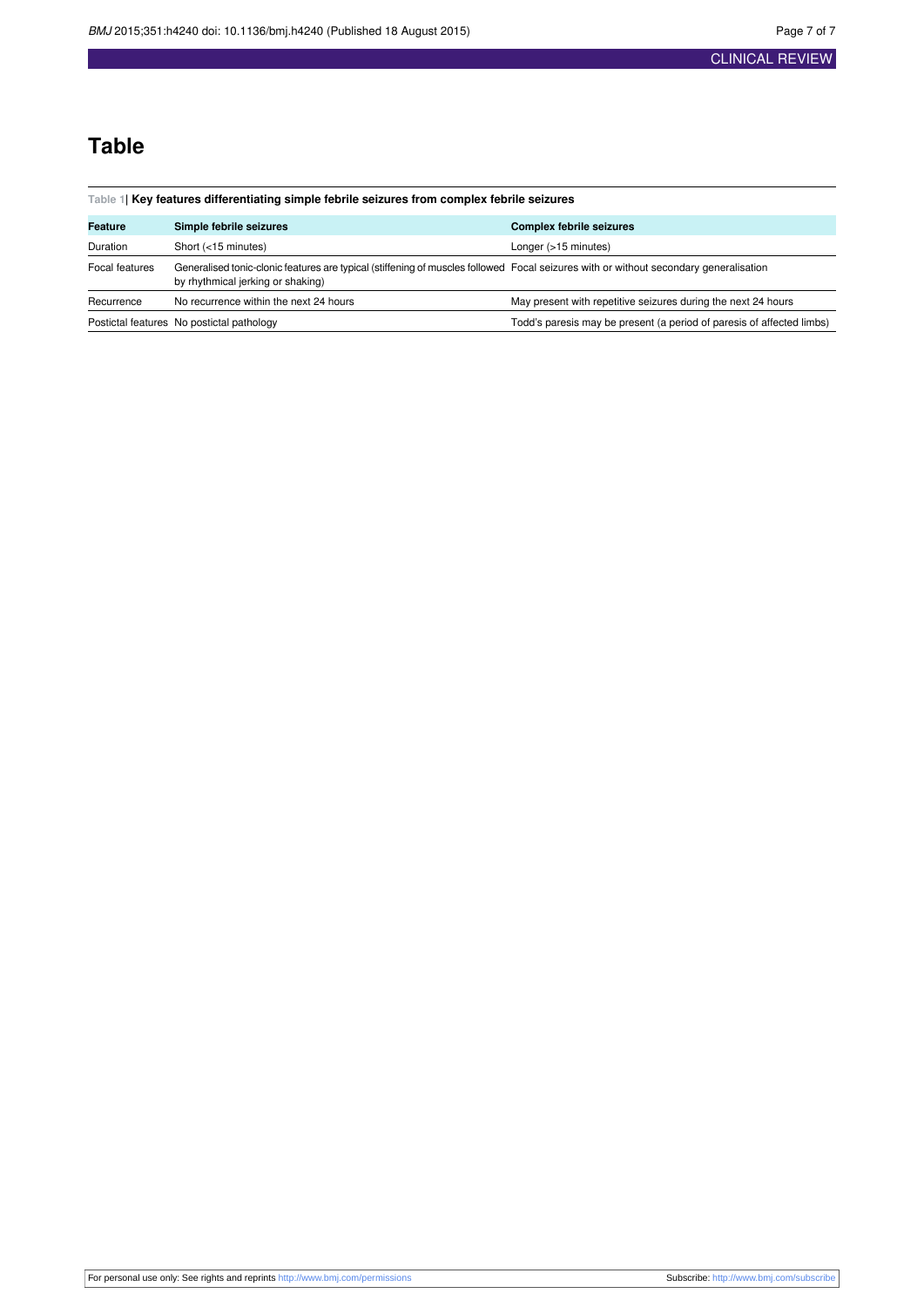# Table

**Table 1| Key features differentiating simple febrile seizures from complex febrile seizures**

| Feature | Simple febrile seizures | Complex febrile seizures |
|---|---|---|
| Duration | Short (<15 minutes) | Longer (>15 minutes) |
| Focal features | Generalised tonic-clonic features are typical (stiffening of muscles followed by rhythmical jerking or shaking) | Focal seizures with or without secondary generalisation |
| Recurrence | No recurrence within the next 24 hours | May present with repetitive seizures during the next 24 hours |
| Postictal features | No postictal pathology | Todd's paresis may be present (a period of paresis of affected limbs) |